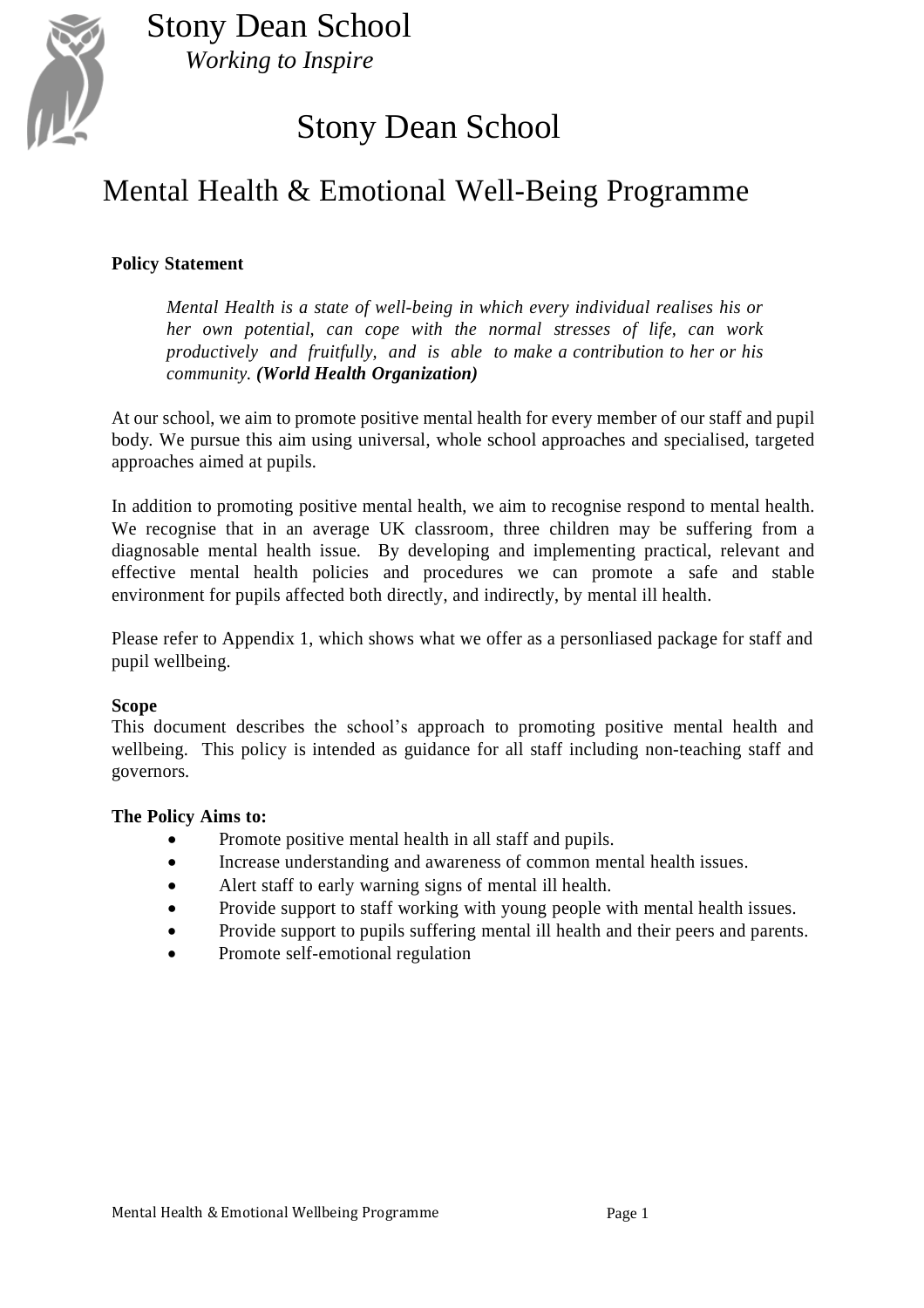Stony Dean School

*Working to Inspire*

# Stony Dean School

## Mental Health & Emotional Well-Being Programme

**Policy Statement**

> *Mental Health is a state of well-being in which every individual realises his or her own potential, can cope with the normal stresses of life, can work productively and fruitfully, and is able to make a contribution to her or his community.* ***(World Health Organization)***

At our school, we aim to promote positive mental health for every member of our staff and pupil body. We pursue this aim using universal, whole school approaches and specialised, targeted approaches aimed at pupils.

In addition to promoting positive mental health, we aim to recognise respond to mental health. We recognise that in an average UK classroom, three children may be suffering from a diagnosable mental health issue. By developing and implementing practical, relevant and effective mental health policies and procedures we can promote a safe and stable environment for pupils affected both directly, and indirectly, by mental ill health.

Please refer to Appendix 1, which shows what we offer as a personliased package for staff and pupil wellbeing.

**Scope**

This document describes the school's approach to promoting positive mental health and wellbeing. This policy is intended as guidance for all staff including non-teaching staff and governors.

**The Policy Aims to:**

- Promote positive mental health in all staff and pupils.
- Increase understanding and awareness of common mental health issues.
- Alert staff to early warning signs of mental ill health.
- Provide support to staff working with young people with mental health issues.
- Provide support to pupils suffering mental ill health and their peers and parents.
- Promote self-emotional regulation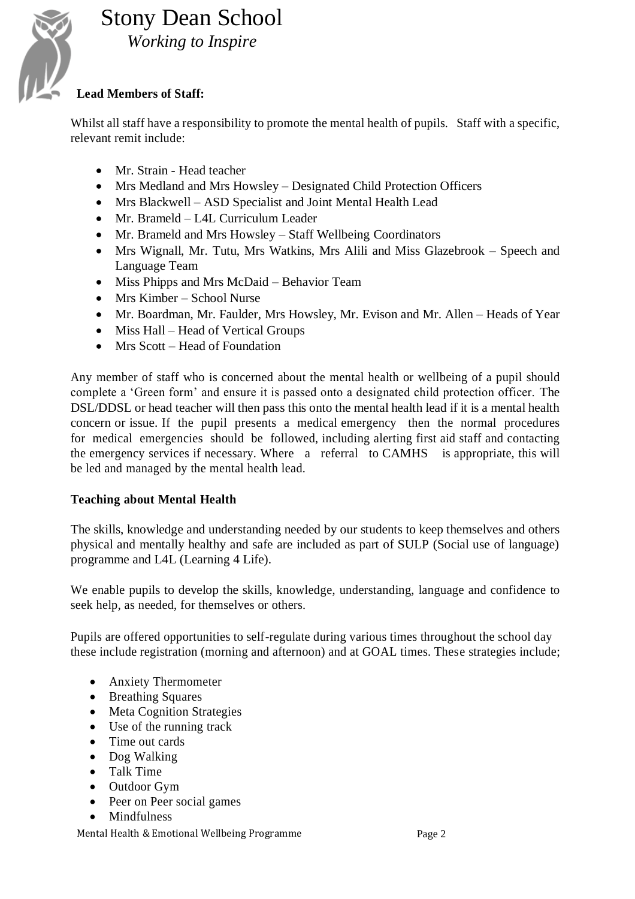**Lead Members of Staff:**

Whilst all staff have a responsibility to promote the mental health of pupils. Staff with a specific, relevant remit include:

- Mr. Strain - Head teacher
- Mrs Medland and Mrs Howsley – Designated Child Protection Officers
- Mrs Blackwell – ASD Specialist and Joint Mental Health Lead
- Mr. Brameld – L4L Curriculum Leader
- Mr. Brameld and Mrs Howsley – Staff Wellbeing Coordinators
- Mrs Wignall, Mr. Tutu, Mrs Watkins, Mrs Alili and Miss Glazebrook – Speech and Language Team
- Miss Phipps and Mrs McDaid – Behavior Team
- Mrs Kimber – School Nurse
- Mr. Boardman, Mr. Faulder, Mrs Howsley, Mr. Evison and Mr. Allen – Heads of Year
- Miss Hall – Head of Vertical Groups
- Mrs Scott – Head of Foundation

Any member of staff who is concerned about the mental health or wellbeing of a pupil should complete a 'Green form' and ensure it is passed onto a designated child protection officer. The DSL/DDSL or head teacher will then pass this onto the mental health lead if it is a mental health concern or issue. If the pupil presents a medical emergency then the normal procedures for medical emergencies should be followed, including alerting first aid staff and contacting the emergency services if necessary. Where a referral to CAMHS is appropriate, this will be led and managed by the mental health lead.

**Teaching about Mental Health**

The skills, knowledge and understanding needed by our students to keep themselves and others physical and mentally healthy and safe are included as part of SULP (Social use of language) programme and L4L (Learning 4 Life).

We enable pupils to develop the skills, knowledge, understanding, language and confidence to seek help, as needed, for themselves or others.

Pupils are offered opportunities to self-regulate during various times throughout the school day these include registration (morning and afternoon) and at GOAL times. These strategies include;

- Anxiety Thermometer
- Breathing Squares
- Meta Cognition Strategies
- Use of the running track
- Time out cards
- Dog Walking
- Talk Time
- Outdoor Gym
- Peer on Peer social games
- Mindfulness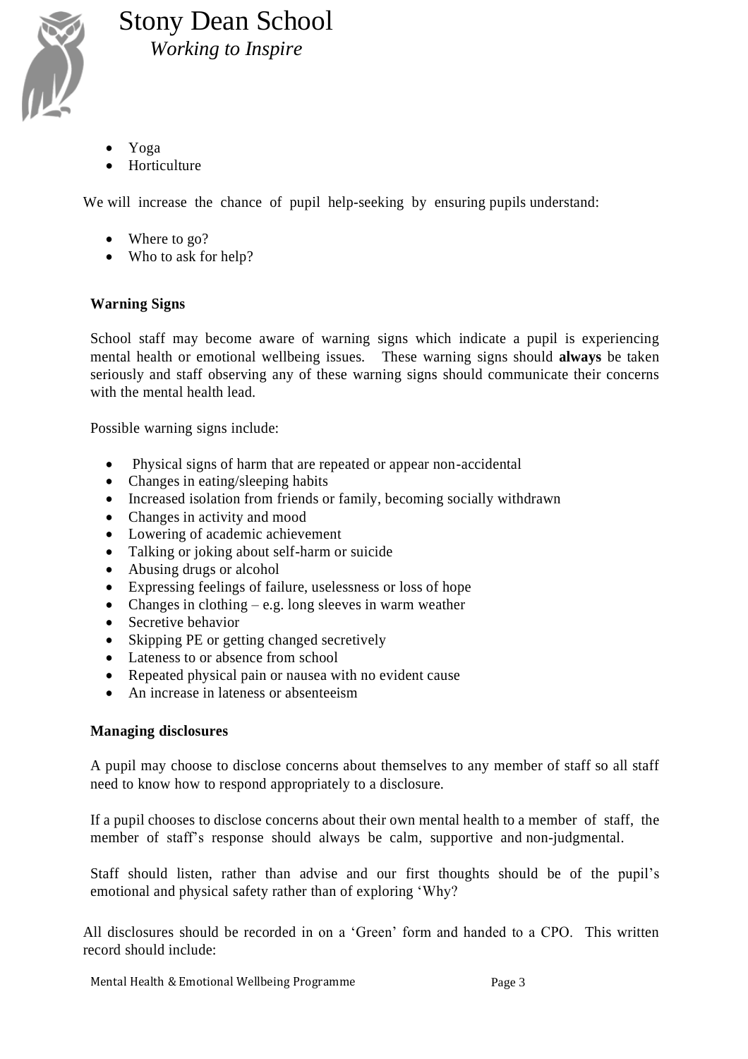- Yoga
- Horticulture

We will increase the chance of pupil help-seeking by ensuring pupils understand:

- Where to go?
- Who to ask for help?

**Warning Signs**

School staff may become aware of warning signs which indicate a pupil is experiencing mental health or emotional wellbeing issues. These warning signs should **always** be taken seriously and staff observing any of these warning signs should communicate their concerns with the mental health lead.

Possible warning signs include:

- Physical signs of harm that are repeated or appear non-accidental
- Changes in eating/sleeping habits
- Increased isolation from friends or family, becoming socially withdrawn
- Changes in activity and mood
- Lowering of academic achievement
- Talking or joking about self-harm or suicide
- Abusing drugs or alcohol
- Expressing feelings of failure, uselessness or loss of hope
- Changes in clothing – e.g. long sleeves in warm weather
- Secretive behavior
- Skipping PE or getting changed secretively
- Lateness to or absence from school
- Repeated physical pain or nausea with no evident cause
- An increase in lateness or absenteeism

**Managing disclosures**

A pupil may choose to disclose concerns about themselves to any member of staff so all staff need to know how to respond appropriately to a disclosure.

If a pupil chooses to disclose concerns about their own mental health to a member of staff, the member of staff's response should always be calm, supportive and non-judgmental.

Staff should listen, rather than advise and our first thoughts should be of the pupil's emotional and physical safety rather than of exploring 'Why?

All disclosures should be recorded in on a 'Green' form and handed to a CPO. This written record should include: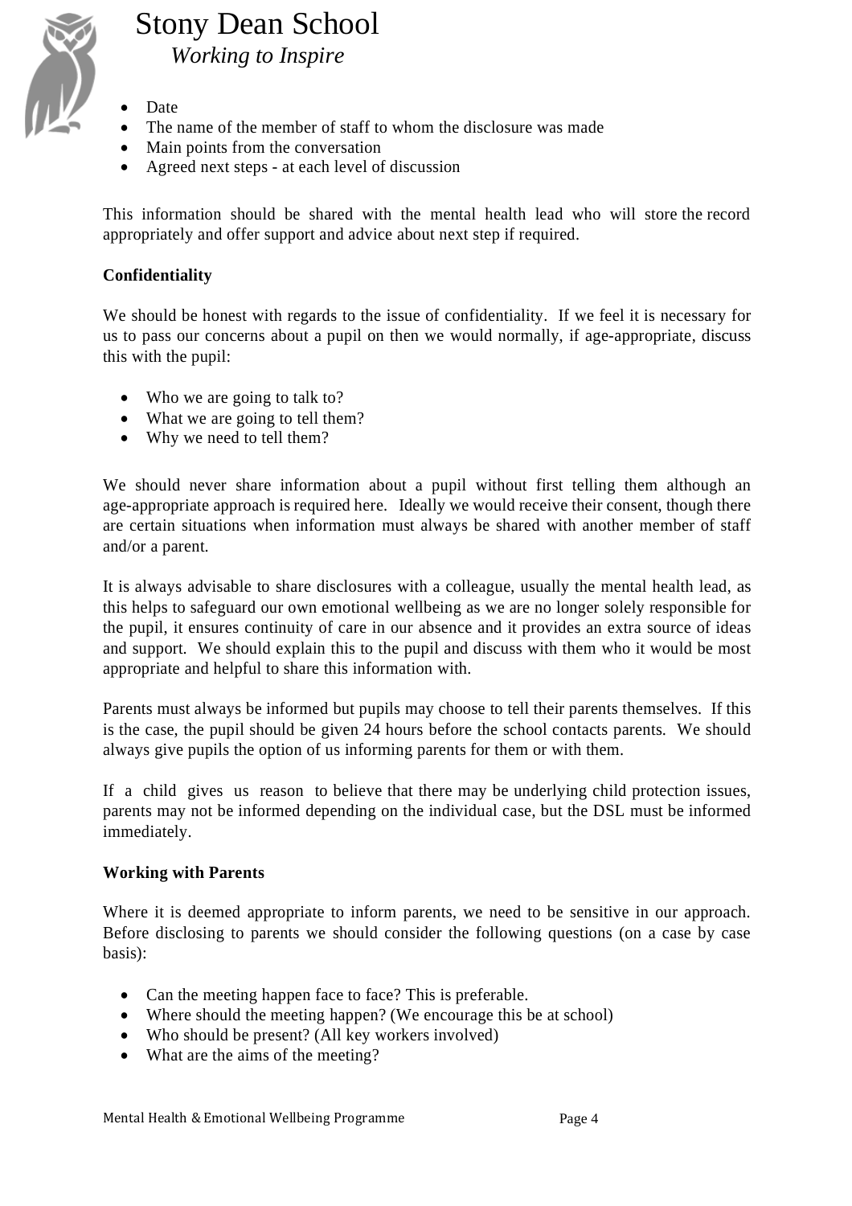- Date
- The name of the member of staff to whom the disclosure was made
- Main points from the conversation
- Agreed next steps - at each level of discussion

This information should be shared with the mental health lead who will store the record appropriately and offer support and advice about next step if required.

**Confidentiality**

We should be honest with regards to the issue of confidentiality. If we feel it is necessary for us to pass our concerns about a pupil on then we would normally, if age-appropriate, discuss this with the pupil:

- Who we are going to talk to?
- What we are going to tell them?
- Why we need to tell them?

We should never share information about a pupil without first telling them although an age-appropriate approach is required here. Ideally we would receive their consent, though there are certain situations when information must always be shared with another member of staff and/or a parent.

It is always advisable to share disclosures with a colleague, usually the mental health lead, as this helps to safeguard our own emotional wellbeing as we are no longer solely responsible for the pupil, it ensures continuity of care in our absence and it provides an extra source of ideas and support. We should explain this to the pupil and discuss with them who it would be most appropriate and helpful to share this information with.

Parents must always be informed but pupils may choose to tell their parents themselves. If this is the case, the pupil should be given 24 hours before the school contacts parents. We should always give pupils the option of us informing parents for them or with them.

If a child gives us reason to believe that there may be underlying child protection issues, parents may not be informed depending on the individual case, but the DSL must be informed immediately.

**Working with Parents**

Where it is deemed appropriate to inform parents, we need to be sensitive in our approach. Before disclosing to parents we should consider the following questions (on a case by case basis):

- Can the meeting happen face to face? This is preferable.
- Where should the meeting happen? (We encourage this be at school)
- Who should be present? (All key workers involved)
- What are the aims of the meeting?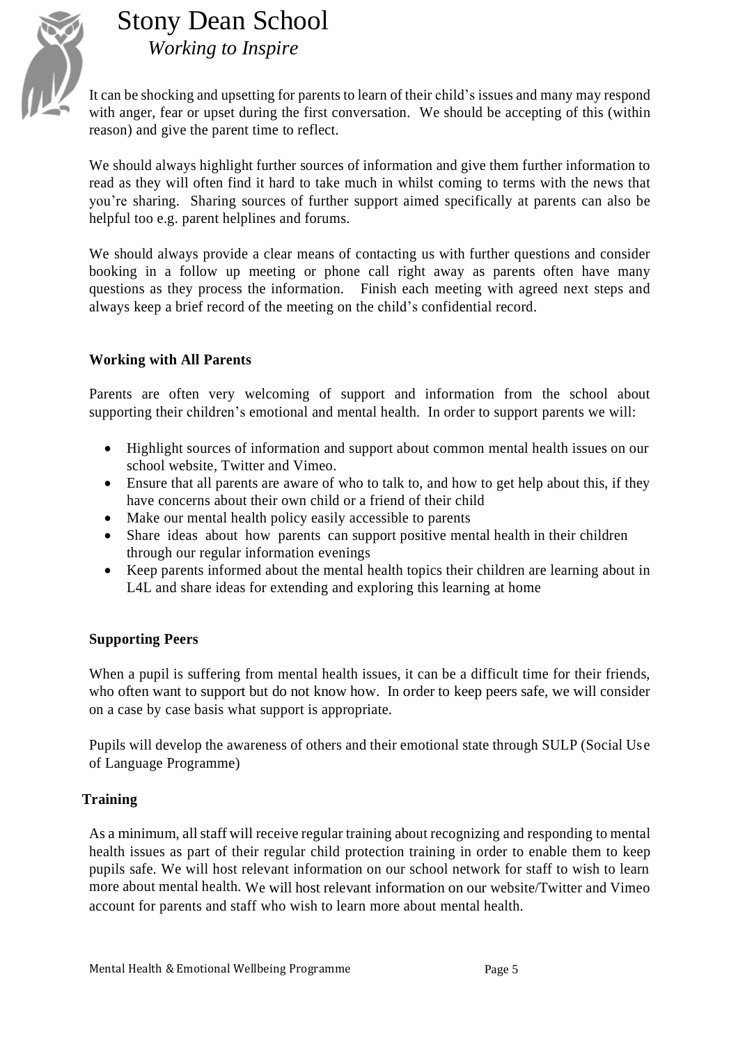It can be shocking and upsetting for parents to learn of their child's issues and many may respond with anger, fear or upset during the first conversation. We should be accepting of this (within reason) and give the parent time to reflect.

We should always highlight further sources of information and give them further information to read as they will often find it hard to take much in whilst coming to terms with the news that you're sharing. Sharing sources of further support aimed specifically at parents can also be helpful too e.g. parent helplines and forums.

We should always provide a clear means of contacting us with further questions and consider booking in a follow up meeting or phone call right away as parents often have many questions as they process the information. Finish each meeting with agreed next steps and always keep a brief record of the meeting on the child's confidential record.

**Working with All Parents**

Parents are often very welcoming of support and information from the school about supporting their children's emotional and mental health. In order to support parents we will:

- Highlight sources of information and support about common mental health issues on our school website, Twitter and Vimeo.
- Ensure that all parents are aware of who to talk to, and how to get help about this, if they have concerns about their own child or a friend of their child
- Make our mental health policy easily accessible to parents
- Share ideas about how parents can support positive mental health in their children through our regular information evenings
- Keep parents informed about the mental health topics their children are learning about in L4L and share ideas for extending and exploring this learning at home

**Supporting Peers**

When a pupil is suffering from mental health issues, it can be a difficult time for their friends, who often want to support but do not know how. In order to keep peers safe, we will consider on a case by case basis what support is appropriate.

Pupils will develop the awareness of others and their emotional state through SULP (Social Use of Language Programme)

**Training**

As a minimum, all staff will receive regular training about recognizing and responding to mental health issues as part of their regular child protection training in order to enable them to keep pupils safe. We will host relevant information on our school network for staff to wish to learn more about mental health. We will host relevant information on our website/Twitter and Vimeo account for parents and staff who wish to learn more about mental health.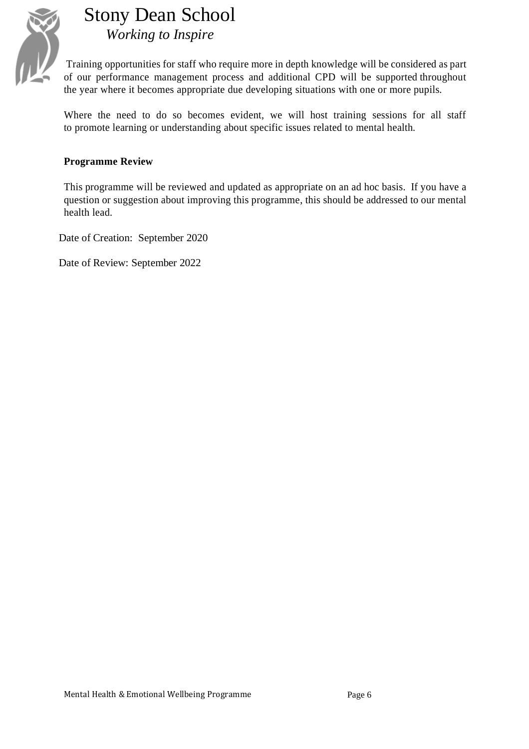Training opportunities for staff who require more in depth knowledge will be considered as part of our performance management process and additional CPD will be supported throughout the year where it becomes appropriate due developing situations with one or more pupils.

Where the need to do so becomes evident, we will host training sessions for all staff to promote learning or understanding about specific issues related to mental health.

**Programme Review**

This programme will be reviewed and updated as appropriate on an ad hoc basis. If you have a question or suggestion about improving this programme, this should be addressed to our mental health lead.

Date of Creation: September 2020

Date of Review: September 2022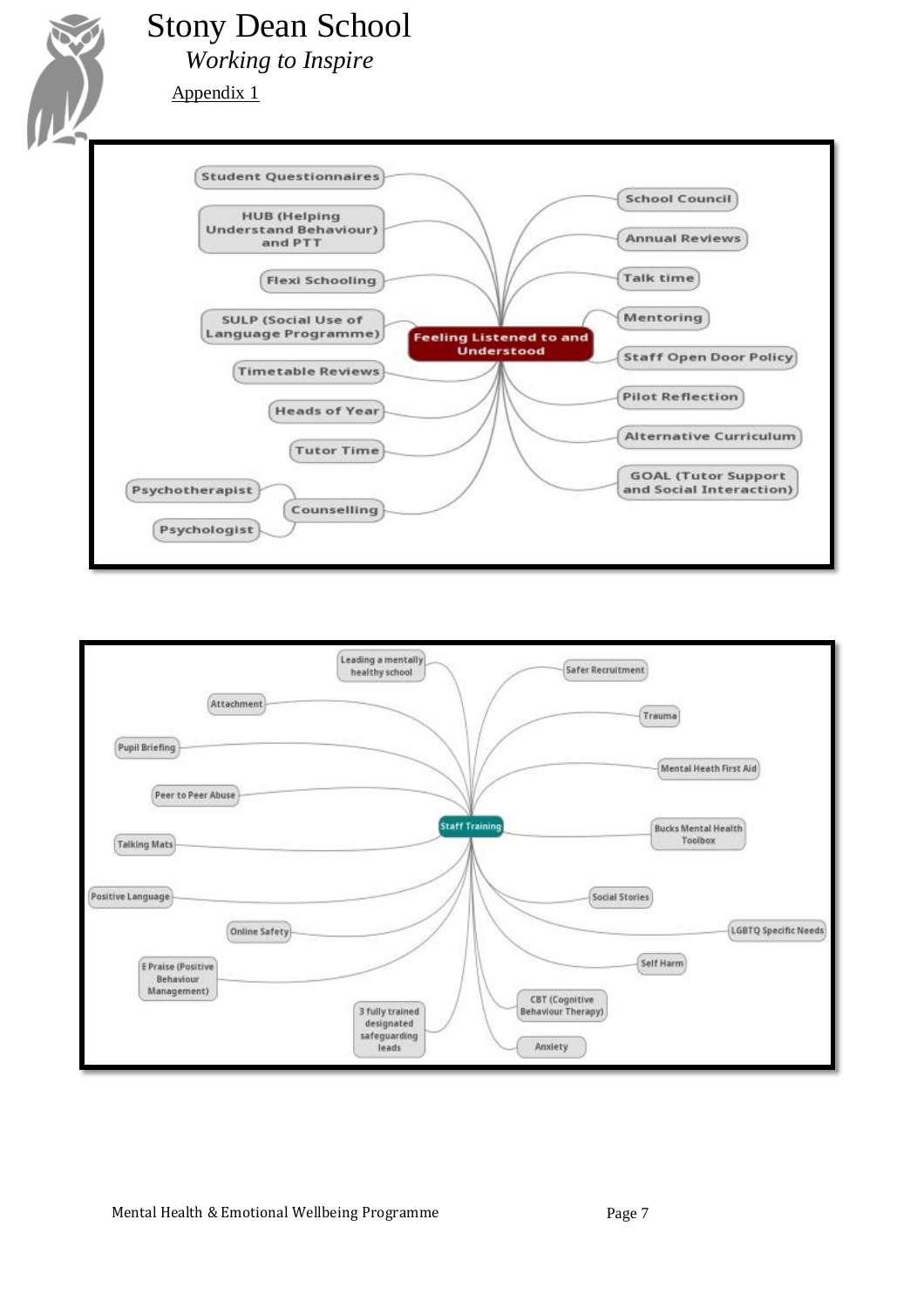Appendix 1

**Feeling Listened to and Understood**

- Student Questionnaires
- HUB (Helping Understand Behaviour) and PTT
- Flexi Schooling
- SULP (Social Use of Language Programme)
- Timetable Reviews
- Heads of Year
- Tutor Time
- Counselling
  - Psychotherapist
  - Psychologist
- School Council
- Annual Reviews
- Talk time
- Mentoring
- Staff Open Door Policy
- Pilot Reflection
- Alternative Curriculum
- GOAL (Tutor Support and Social Interaction)

**Staff Training**

- Leading a mentally healthy school
- Attachment
- Pupil Briefing
- Peer to Peer Abuse
- Talking Mats
- Positive Language
- Online Safety
- E Praise (Positive Behaviour Management)
- 3 fully trained designated safeguarding leads
- Safer Recruitment
- Trauma
- Mental Heath First Aid
- Bucks Mental Health Toolbox
- Social Stories
- LGBTQ Specific Needs
- Self Harm
- CBT (Cognitive Behaviour Therapy)
- Anxiety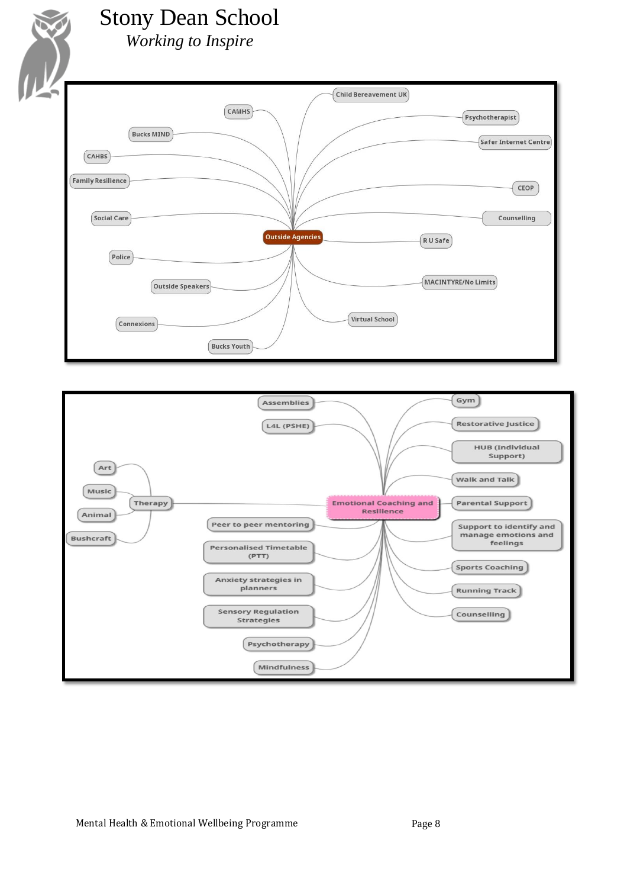**Outside Agencies**

- CAMHS
- Child Bereavement UK
- Psychotherapist
- Bucks MIND
- Safer Internet Centre
- CAHBS
- Family Resilience
- CEOP
- Social Care
- Counselling
- R U Safe
- Police
- Outside Speakers
- MACINTYRE/No Limits
- Connexions
- Virtual School
- Bucks Youth

**Emotional Coaching and Resilience**

- Assemblies
- L4L (PSHE)
- Therapy
  - Art
  - Music
  - Animal
  - Bushcraft
- Peer to peer mentoring
- Personalised Timetable (PTT)
- Anxiety strategies in planners
- Sensory Regulation Strategies
- Psychotherapy
- Mindfulness
- Gym
- Restorative Justice
- HUB (Individual Support)
- Walk and Talk
- Parental Support
- Support to identify and manage emotions and feelings
- Sports Coaching
- Running Track
- Counselling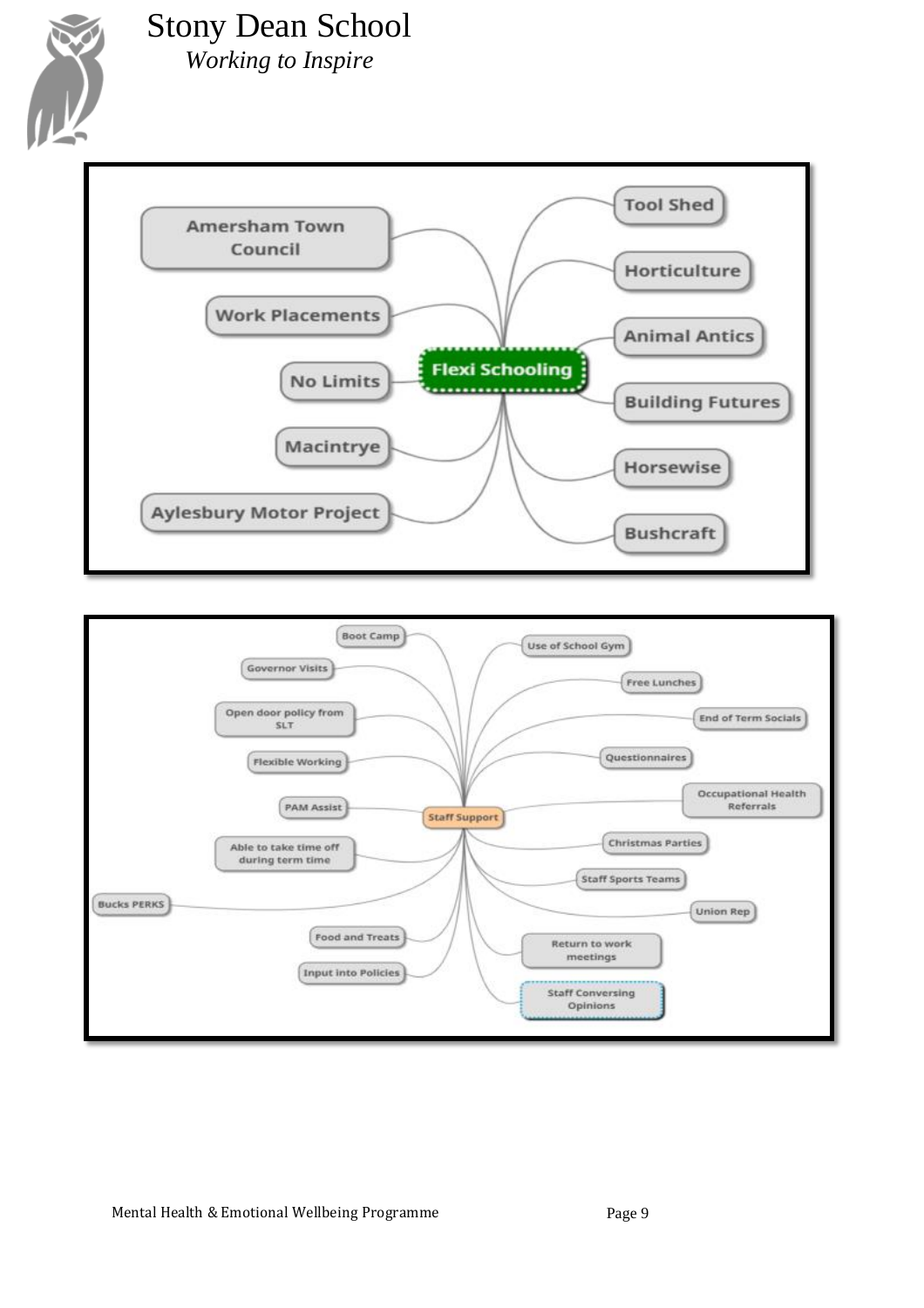## Flexi Schooling

- Amersham Town Council
- Work Placements
- No Limits
- Macintrye
- Aylesbury Motor Project
- Tool Shed
- Horticulture
- Animal Antics
- Building Futures
- Horsewise
- Bushcraft

## Staff Support

- Boot Camp
- Governor Visits
- Open door policy from SLT
- Flexible Working
- PAM Assist
- Able to take time off during term time
- Bucks PERKS
- Food and Treats
- Input into Policies
- Use of School Gym
- Free Lunches
- End of Term Socials
- Questionnaires
- Occupational Health Referrals
- Christmas Parties
- Staff Sports Teams
- Union Rep
- Return to work meetings
- Staff Conversing Opinions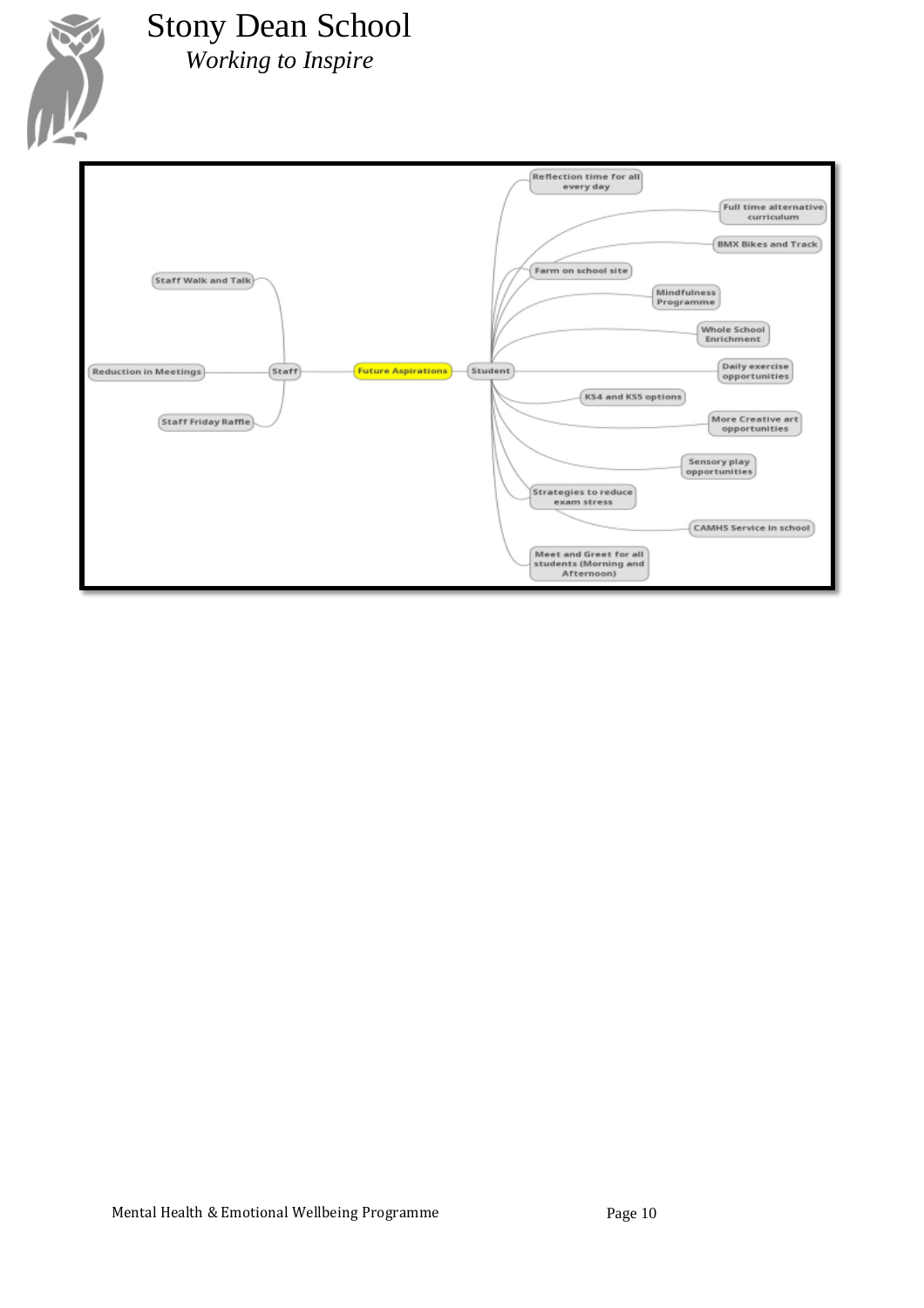Future Aspirations

Staff
Staff Walk and Talk
Reduction in Meetings
Staff Friday Raffle

Student
Reflection time for all every day
Full time alternative curriculum
BMX Bikes and Track
Farm on school site
Mindfulness Programme
Whole School Enrichment
Daily exercise opportunities
KS4 and KS5 options
More Creative art opportunities
Sensory play opportunities
Strategies to reduce exam stress
CAMHS Service in school
Meet and Greet for all students (Morning and Afternoon)